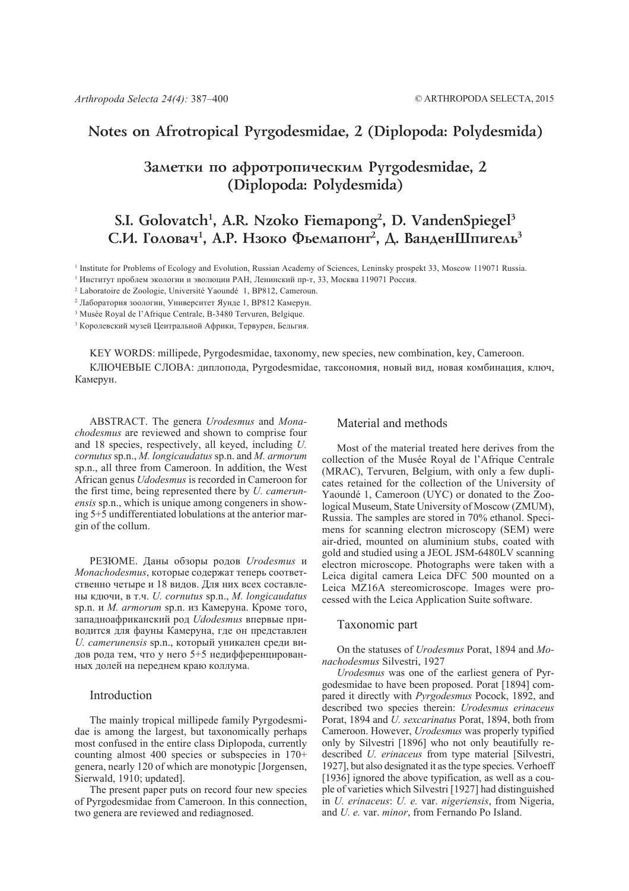# Notes on Afrotropical Pyrgodesmidae, 2 (Diplopoda: Polydesmida)

# Заметки по афротропическим Pyrgodesmidae, 2 (Diplopoda: Polydesmida)

**S.I. Golovatch[1], A.R. Nzoko Fiemapong[2], D. VandenSpiegel[3]**
**С.И. Головач[1], А.Р. Нзоко Фьемапонг[2], Д. ВанденШпигель[3]**

[1] Institute for Problems of Ecology and Evolution, Russian Academy of Sciences, Leninsky prospekt 33, Moscow 119071 Russia.
[1] Институт проблем экологии и эволюции РАН, Ленинский пр-т, 33, Москва 119071 Россия.
[2] Laboratoire de Zoologie, Université Yaoundé 1, BP812, Cameroun.
[2] Лаборатория зоологии, Университет Яунде 1, BP812 Камерун.
[3] Musée Royal de l'Afrique Centrale, B-3480 Tervuren, Belgique.
[3] Королевский музей Центральной Африки, Тервурен, Бельгия.

KEY WORDS: millipede, Pyrgodesmidae, taxonomy, new species, new combination, key, Cameroon.
КЛЮЧЕВЫЕ СЛОВА: диплопода, Pyrgodesmidae, таксономия, новый вид, новая комбинация, ключ, Камерун.

ABSTRACT. The genera *Urodesmus* and *Monachodesmus* are reviewed and shown to comprise four and 18 species, respectively, all keyed, including *U. cornutus* sp.n., *M. longicaudatus* sp.n. and *M. armorum* sp.n., all three from Cameroon. In addition, the West African genus *Udodesmus* is recorded in Cameroon for the first time, being represented there by *U. camerunensis* sp.n., which is unique among congeners in showing 5+5 undifferentiated lobulations at the anterior margin of the collum.

РЕЗЮМЕ. Даны обзоры родов *Urodesmus* и *Monachodesmus*, которые содержат теперь соответственно четыре и 18 видов. Для них всех составлены ключи, в т.ч. *U. cornutus* sp.n., *M. longicaudatus* sp.n. и *M. armorum* sp.n. из Камеруна. Кроме того, западноафриканский род *Udodesmus* впервые приводится для фауны Камеруна, где он представлен *U. camerunensis* sp.n., который уникален среди видов рода тем, что у него 5+5 недифференцированных долей на переднем краю коллума.

## Introduction

The mainly tropical millipede family Pyrgodesmidae is among the largest, but taxonomically perhaps most confused in the entire class Diplopoda, currently counting almost 400 species or subspecies in 170+ genera, nearly 120 of which are monotypic [Jorgensen, Sierwald, 1910; updated].

The present paper puts on record four new species of Pyrgodesmidae from Cameroon. In this connection, two genera are reviewed and rediagnosed.

## Material and methods

Most of the material treated here derives from the collection of the Musée Royal de l'Afrique Centrale (MRAC), Tervuren, Belgium, with only a few duplicates retained for the collection of the University of Yaoundé 1, Cameroon (UYC) or donated to the Zoological Museum, State University of Moscow (ZMUM), Russia. The samples are stored in 70% ethanol. Specimens for scanning electron microscopy (SEM) were air-dried, mounted on aluminium stubs, coated with gold and studied using a JEOL JSM-6480LV scanning electron microscope. Photographs were taken with a Leica digital camera Leica DFC 500 mounted on a Leica MZ16A stereomicroscope. Images were processed with the Leica Application Suite software.

## Taxonomic part

On the statuses of *Urodesmus* Porat, 1894 and *Monachodesmus* Silvestri, 1927

*Urodesmus* was one of the earliest genera of Pyrgodesmidae to have been proposed. Porat [1894] compared it directly with *Pyrgodesmus* Pocock, 1892, and described two species therein: *Urodesmus erinaceus* Porat, 1894 and *U. sexcarinatus* Porat, 1894, both from Cameroon. However, *Urodesmus* was properly typified only by Silvestri [1896] who not only beautifully redescribed *U. erinaceus* from type material [Silvestri, 1927], but also designated it as the type species. Verhoeff [1936] ignored the above typification, as well as a couple of varieties which Silvestri [1927] had distinguished in *U. erinaceus*: *U. e.* var. *nigeriensis*, from Nigeria, and *U. e.* var. *minor*, from Fernando Po Island.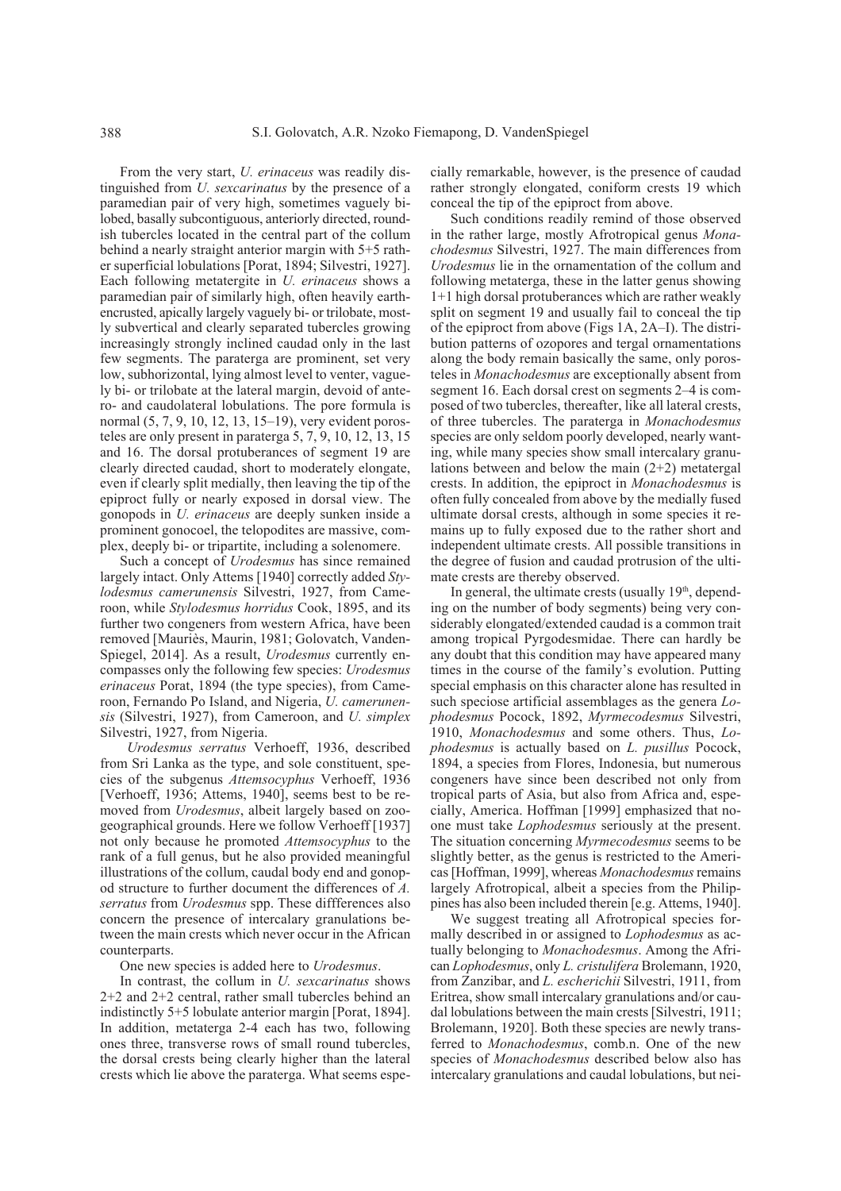From the very start, *U. erinaceus* was readily distinguished from *U. sexcarinatus* by the presence of a paramedian pair of very high, sometimes vaguely bilobed, basally subcontiguous, anteriorly directed, roundish tubercles located in the central part of the collum behind a nearly straight anterior margin with 5+5 rather superficial lobulations [Porat, 1894; Silvestri, 1927]. Each following metatergite in *U. erinaceus* shows a paramedian pair of similarly high, often heavily earth-encrusted, apically largely vaguely bi- or trilobate, mostly subvertical and clearly separated tubercles growing increasingly strongly inclined caudad only in the last few segments. The paraterga are prominent, set very low, subhorizontal, lying almost level to venter, vaguely bi- or trilobate at the lateral margin, devoid of antero- and caudolateral lobulations. The pore formula is normal (5, 7, 9, 10, 12, 13, 15–19), very evident porosteles are only present in paraterga 5, 7, 9, 10, 12, 13, 15 and 16. The dorsal protuberances of segment 19 are clearly directed caudad, short to moderately elongate, even if clearly split medially, then leaving the tip of the epiproct fully or nearly exposed in dorsal view. The gonopods in *U. erinaceus* are deeply sunken inside a prominent gonocoel, the telopodites are massive, complex, deeply bi- or tripartite, including a solenomere.

Such a concept of *Urodesmus* has since remained largely intact. Only Attems [1940] correctly added *Stylodesmus camerunensis* Silvestri, 1927, from Cameroon, while *Stylodesmus horridus* Cook, 1895, and its further two congeners from western Africa, have been removed [Mauriès, Maurin, 1981; Golovatch, VandenSpiegel, 2014]. As a result, *Urodesmus* currently encompasses only the following few species: *Urodesmus erinaceus* Porat, 1894 (the type species), from Cameroon, Fernando Po Island, and Nigeria, *U. camerunensis* (Silvestri, 1927), from Cameroon, and *U. simplex* Silvestri, 1927, from Nigeria.

*Urodesmus serratus* Verhoeff, 1936, described from Sri Lanka as the type, and sole constituent, species of the subgenus *Attemsocyphus* Verhoeff, 1936 [Verhoeff, 1936; Attems, 1940], seems best to be removed from *Urodesmus*, albeit largely based on zoogeographical grounds. Here we follow Verhoeff [1937] not only because he promoted *Attemsocyphus* to the rank of a full genus, but he also provided meaningful illustrations of the collum, caudal body end and gonopod structure to further document the differences of *A. serratus* from *Urodesmus* spp. These diffferences also concern the presence of intercalary granulations between the main crests which never occur in the African counterparts.

One new species is added here to *Urodesmus*.

In contrast, the collum in *U. sexcarinatus* shows 2+2 and 2+2 central, rather small tubercles behind an indistinctly 5+5 lobulate anterior margin [Porat, 1894]. In addition, metaterga 2-4 each has two, following ones three, transverse rows of small round tubercles, the dorsal crests being clearly higher than the lateral crests which lie above the paraterga. What seems especially remarkable, however, is the presence of caudad rather strongly elongated, coniform crests 19 which conceal the tip of the epiproct from above.

Such conditions readily remind of those observed in the rather large, mostly Afrotropical genus *Monachodesmus* Silvestri, 1927. The main differences from *Urodesmus* lie in the ornamentation of the collum and following metaterga, these in the latter genus showing 1+1 high dorsal protuberances which are rather weakly split on segment 19 and usually fail to conceal the tip of the epiproct from above (Figs 1A, 2A–I). The distribution patterns of ozopores and tergal ornamentations along the body remain basically the same, only porosteles in *Monachodesmus* are exceptionally absent from segment 16. Each dorsal crest on segments 2–4 is composed of two tubercles, thereafter, like all lateral crests, of three tubercles. The paraterga in *Monachodesmus* species are only seldom poorly developed, nearly wanting, while many species show small intercalary granulations between and below the main (2+2) metatergal crests. In addition, the epiproct in *Monachodesmus* is often fully concealed from above by the medially fused ultimate dorsal crests, although in some species it remains up to fully exposed due to the rather short and independent ultimate crests. All possible transitions in the degree of fusion and caudad protrusion of the ultimate crests are thereby observed.

In general, the ultimate crests (usually 19th, depending on the number of body segments) being very considerably elongated/extended caudad is a common trait among tropical Pyrgodesmidae. There can hardly be any doubt that this condition may have appeared many times in the course of the family's evolution. Putting special emphasis on this character alone has resulted in such speciose artificial assemblages as the genera *Lophodesmus* Pocock, 1892, *Myrmecodesmus* Silvestri, 1910, *Monachodesmus* and some others. Thus, *Lophodesmus* is actually based on *L. pusillus* Pocock, 1894, a species from Flores, Indonesia, but numerous congeners have since been described not only from tropical parts of Asia, but also from Africa and, especially, America. Hoffman [1999] emphasized that noone must take *Lophodesmus* seriously at the present. The situation concerning *Myrmecodesmus* seems to be slightly better, as the genus is restricted to the Americas [Hoffman, 1999], whereas *Monachodesmus* remains largely Afrotropical, albeit a species from the Philippines has also been included therein [e.g. Attems, 1940].

We suggest treating all Afrotropical species formally described in or assigned to *Lophodesmus* as actually belonging to *Monachodesmus*. Among the African *Lophodesmus*, only *L. cristulifera* Brolemann, 1920, from Zanzibar, and *L. escherichii* Silvestri, 1911, from Eritrea, show small intercalary granulations and/or caudal lobulations between the main crests [Silvestri, 1911; Brolemann, 1920]. Both these species are newly transferred to *Monachodesmus*, comb.n. One of the new species of *Monachodesmus* described below also has intercalary granulations and caudal lobulations, but nei-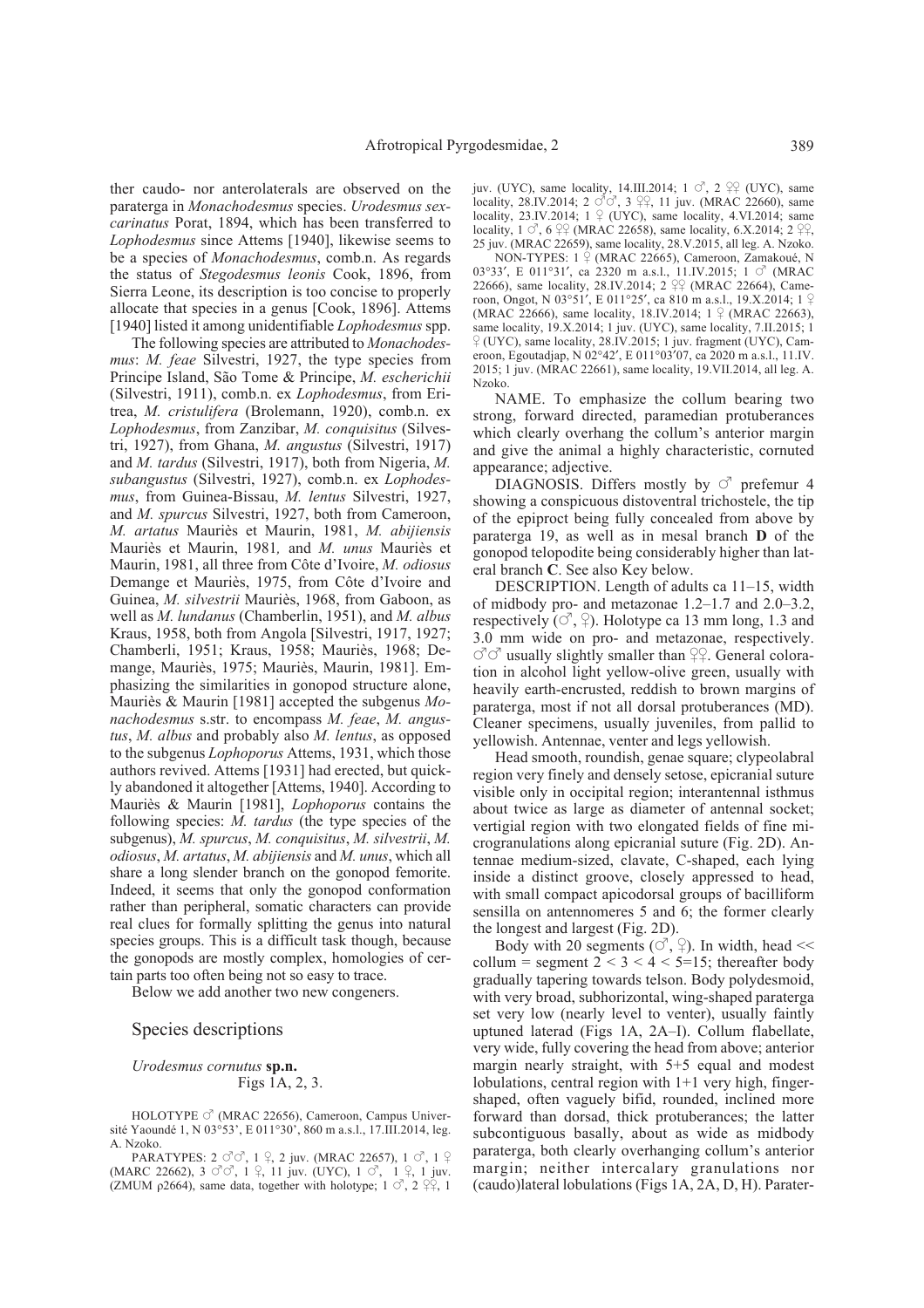ther caudo- nor anterolaterals are observed on the paraterga in *Monachodesmus* species. *Urodesmus sexcarinatus* Porat, 1894, which has been transferred to *Lophodesmus* since Attems [1940], likewise seems to be a species of *Monachodesmus*, comb.n. As regards the status of *Stegodesmus leonis* Cook, 1896, from Sierra Leone, its description is too concise to properly allocate that species in a genus [Cook, 1896]. Attems [1940] listed it among unidentifiable *Lophodesmus* spp.

The following species are attributed to *Monachodesmus*: *M. feae* Silvestri, 1927, the type species from Principe Island, São Tome & Principe, *M. escherichii* (Silvestri, 1911), comb.n. ex *Lophodesmus*, from Eritrea, *M. cristulifera* (Brolemann, 1920), comb.n. ex *Lophodesmus*, from Zanzibar, *M. conquisitus* (Silvestri, 1927), from Ghana, *M. angustus* (Silvestri, 1917) and *M. tardus* (Silvestri, 1917), both from Nigeria, *M. subangustus* (Silvestri, 1927), comb.n. ex *Lophodesmus*, from Guinea-Bissau, *M. lentus* Silvestri, 1927, and *M. spurcus* Silvestri, 1927, both from Cameroon, *M. artatus* Mauriès et Maurin, 1981, *M. abijiensis* Mauriès et Maurin, 1981*,* and *M. unus* Mauriès et Maurin, 1981, all three from Côte d'Ivoire, *M. odiosus* Demange et Mauriès, 1975, from Côte d'Ivoire and Guinea, *M. silvestrii* Mauriès, 1968, from Gaboon, as well as *M. lundanus* (Chamberlin, 1951), and *M. albus* Kraus, 1958, both from Angola [Silvestri, 1917, 1927; Chamberli, 1951; Kraus, 1958; Mauriès, 1968; Demange, Mauriès, 1975; Mauriès, Maurin, 1981]. Emphasizing the similarities in gonopod structure alone, Mauriès & Maurin [1981] accepted the subgenus *Monachodesmus* s.str. to encompass *M. feae*, *M. angustus*, *M. albus* and probably also *M. lentus*, as opposed to the subgenus *Lophoporus* Attems, 1931, which those authors revived. Attems [1931] had erected, but quickly abandoned it altogether [Attems, 1940]. According to Mauriès & Maurin [1981], *Lophoporus* contains the following species: *M. tardus* (the type species of the subgenus), *M. spurcus*, *M. conquisitus*, *M. silvestrii*, *M. odiosus*, *M. artatus*, *M. abijiensis* and *M. unus*, which all share a long slender branch on the gonopod femorite. Indeed, it seems that only the gonopod conformation rather than peripheral, somatic characters can provide real clues for formally splitting the genus into natural species groups. This is a difficult task though, because the gonopods are mostly complex, homologies of certain parts too often being not so easy to trace.

Below we add another two new congeners.

## Species descriptions

### *Urodesmus cornutus* sp.n.

Figs 1A, 2, 3.

HOLOTYPE ♂ (MRAC 22656), Cameroon, Campus Université Yaoundé 1, N 03°53', E 011°30', 860 m a.s.l., 17.III.2014, leg. A. Nzoko.

PARATYPES: 2 ♂♂, 1 ♀, 2 juv. (MRAC 22657), 1 ♂, 1 ♀ (MARC 22662), 3 ♂♂, 1 ♀, 11 juv. (UYC), 1 ♂, 1 ♀, 1 juv. (ZMUM ρ2664), same data, together with holotype; 1 ♂, 2 ♀♀, 1 juv. (UYC), same locality, 14.III.2014; 1 ♂, 2 ♀♀ (UYC), same locality, 28.IV.2014; 2 ♂♂, 3 ♀♀, 11 juv. (MRAC 22660), same locality, 23.IV.2014; 1 ♀ (UYC), same locality, 4.VI.2014; same locality, 1 ♂, 6 ♀♀ (MRAC 22658), same locality, 6.X.2014; 2 ♀♀, 25 juv. (MRAC 22659), same locality, 28.V.2015, all leg. A. Nzoko.

NON-TYPES: 1 ♀ (MRAC 22665), Cameroon, Zamakoué, N 03°33′, E 011°31′, ca 2320 m a.s.l., 11.IV.2015; 1 ♂ (MRAC 22666), same locality, 28.IV.2014; 2 ♀♀ (MRAC 22664), Cameroon, Ongot, N 03°51′, E 011°25′, ca 810 m a.s.l., 19.X.2014; 1 ♀ (MRAC 22666), same locality, 18.IV.2014; 1 ♀ (MRAC 22663), same locality, 19.X.2014; 1 juv. (UYC), same locality, 7.II.2015; 1 ♀ (UYC), same locality, 28.IV.2015; 1 juv. fragment (UYC), Cameroon, Egoutadjap, N 02°42′, E 011°03′07, ca 2020 m a.s.l., 11.IV. 2015; 1 juv. (MRAC 22661), same locality, 19.VII.2014, all leg. A. Nzoko.

NAME. To emphasize the collum bearing two strong, forward directed, paramedian protuberances which clearly overhang the collum's anterior margin and give the animal a highly characteristic, cornuted appearance; adjective.

DIAGNOSIS. Differs mostly by ♂ prefemur 4 showing a conspicuous distoventral trichostele, the tip of the epiproct being fully concealed from above by paraterga 19, as well as in mesal branch **D** of the gonopod telopodite being considerably higher than lateral branch **C**. See also Key below.

DESCRIPTION. Length of adults ca 11–15, width of midbody pro- and metazonae 1.2–1.7 and 2.0–3.2, respectively (♂, ♀). Holotype ca 13 mm long, 1.3 and 3.0 mm wide on pro- and metazonae, respectively. ♂♂ usually slightly smaller than ♀♀. General coloration in alcohol light yellow-olive green, usually with heavily earth-encrusted, reddish to brown margins of paraterga, most if not all dorsal protuberances (MD). Cleaner specimens, usually juveniles, from pallid to yellowish. Antennae, venter and legs yellowish.

Head smooth, roundish, genae square; clypeolabral region very finely and densely setose, epicranial suture visible only in occipital region; interantennal isthmus about twice as large as diameter of antennal socket; vertigial region with two elongated fields of fine microgranulations along epicranial suture (Fig. 2D). Antennae medium-sized, clavate, C-shaped, each lying inside a distinct groove, closely appressed to head, with small compact apicodorsal groups of bacilliform sensilla on antennomeres 5 and 6; the former clearly the longest and largest (Fig. 2D).

Body with 20 segments (♂, ♀). In width, head << collum = segment 2 < 3 < 4 < 5=15; thereafter body gradually tapering towards telson. Body polydesmoid, with very broad, subhorizontal, wing-shaped paraterga set very low (nearly level to venter), usually faintly uptuned laterad (Figs 1A, 2A–I). Collum flabellate, very wide, fully covering the head from above; anterior margin nearly straight, with 5+5 equal and modest lobulations, central region with 1+1 very high, finger-shaped, often vaguely bifid, rounded, inclined more forward than dorsad, thick protuberances; the latter subcontiguous basally, about as wide as midbody paraterga, both clearly overhanging collum's anterior margin; neither intercalary granulations nor (caudo)lateral lobulations (Figs 1A, 2A, D, H). Parater-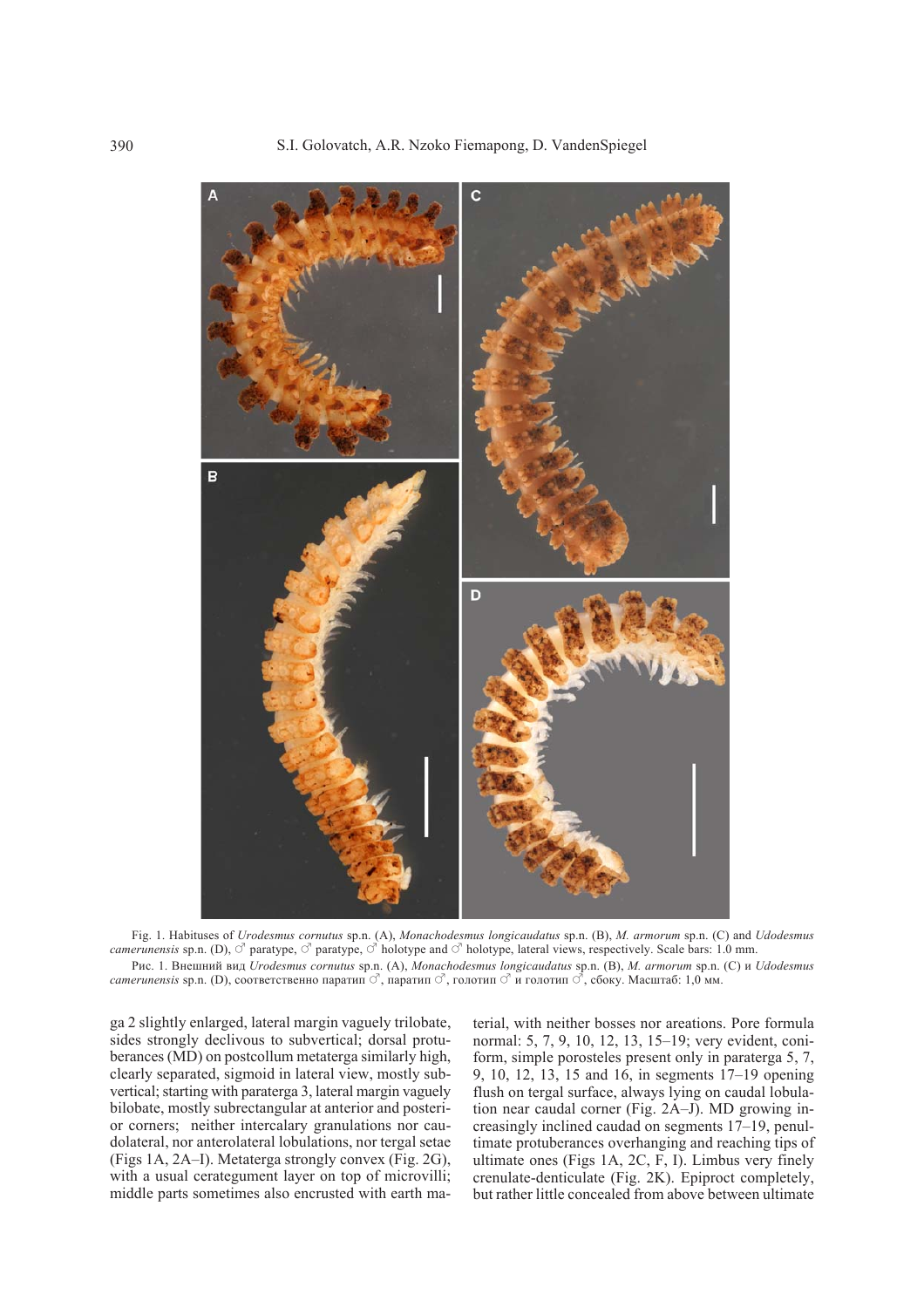Fig. 1. Habituses of *Urodesmus cornutus* sp.n. (A), *Monachodesmus longicaudatus* sp.n. (B), *M. armorum* sp.n. (C) and *Udodesmus camerunensis* sp.n. (D), ♂ paratype, ♂ paratype, ♂ holotype and ♂ holotype, lateral views, respectively. Scale bars: 1.0 mm.

Рис. 1. Внешний вид *Urodesmus cornutus* sp.n. (A), *Monachodesmus longicaudatus* sp.n. (B), *M. armorum* sp.n. (C) и *Udodesmus camerunensis* sp.n. (D), соответственно паратип ♂, паратип ♂, голотип ♂ и голотип ♂, сбоку. Масштаб: 1,0 мм.

ga 2 slightly enlarged, lateral margin vaguely trilobate, sides strongly declivous to subvertical; dorsal protuberances (MD) on postcollum metaterga similarly high, clearly separated, sigmoid in lateral view, mostly subvertical; starting with paraterga 3, lateral margin vaguely bilobate, mostly subrectangular at anterior and posterior corners; neither intercalary granulations nor caudolateral, nor anterolateral lobulations, nor tergal setae (Figs 1A, 2A–I). Metaterga strongly convex (Fig. 2G), with a usual cerategument layer on top of microvilli; middle parts sometimes also encrusted with earth material, with neither bosses nor areations. Pore formula normal: 5, 7, 9, 10, 12, 13, 15–19; very evident, coniform, simple porosteles present only in paraterga 5, 7, 9, 10, 12, 13, 15 and 16, in segments 17–19 opening flush on tergal surface, always lying on caudal lobulation near caudal corner (Fig. 2A–J). MD growing increasingly inclined caudad on segments 17–19, penultimate protuberances overhanging and reaching tips of ultimate ones (Figs 1A, 2C, F, I). Limbus very finely crenulate-denticulate (Fig. 2K). Epiproct completely, but rather little concealed from above between ultimate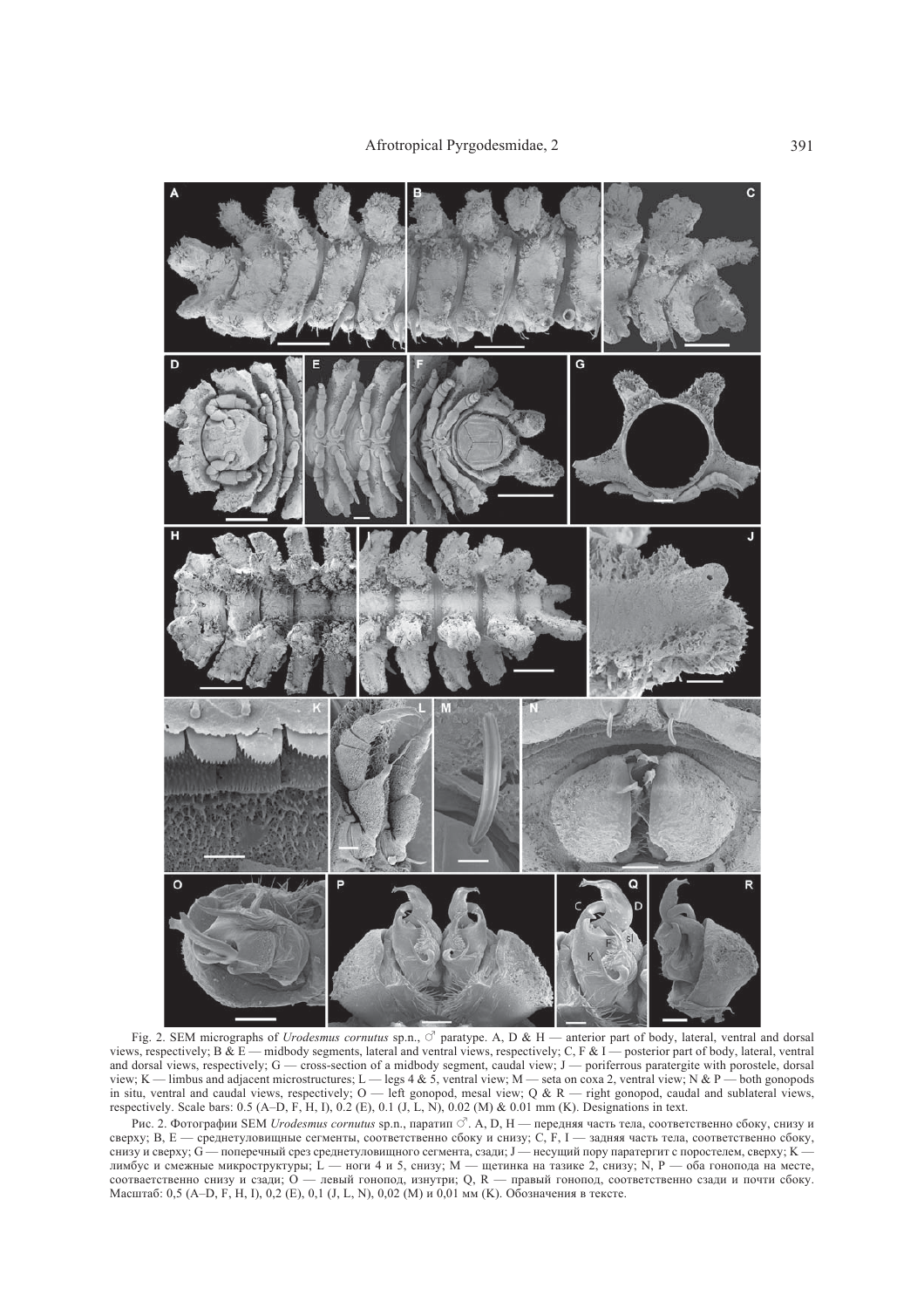Fig. 2. SEM micrographs of *Urodesmus cornutus* sp.n., ♂ paratype. A, D & H — anterior part of body, lateral, ventral and dorsal views, respectively; B & E — midbody segments, lateral and ventral views, respectively; C, F & I — posterior part of body, lateral, ventral and dorsal views, respectively; G — cross-section of a midbody segment, caudal view; J — poriferrous paratergite with porostele, dorsal view; K — limbus and adjacent microstructures; L — legs 4 & 5, ventral view; M — seta on coxa 2, ventral view; N & P — both gonopods in situ, ventral and caudal views, respectively; O — left gonopod, mesal view; Q & R — right gonopod, caudal and sublateral views, respectively. Scale bars: 0.5 (A–D, F, H, I), 0.2 (E), 0.1 (J, L, N), 0.02 (M) & 0.01 mm (K). Designations in text.

Рис. 2. Фотографии SEM *Urodesmus cornutus* sp.n., паратип ♂. A, D, H — передняя часть тела, соответственно сбоку, снизу и сверху; B, E — среднетуловищные сегменты, соответственно сбоку и снизу; C, F, I — задняя часть тела, соответственно сбоку, снизу и сверху; G — поперечный срез среднетуловищного сегмента, сзади; J — несущий пору паратергит с поростелем, сверху; K — лимбус и смежные микроструктуры; L — ноги 4 и 5, снизу; M — щетинка на тазике 2, снизу; N, P — оба гонопода на месте, соответственно снизу и сзади; O — левый гоноподa, изнутри; Q, R — правый гоноподa, соответственно сзади и почти сбоку. Масштаб: 0,5 (A–D, F, H, I), 0,2 (E), 0,1 (J, L, N), 0,02 (M) и 0,01 мм (K). Обозначения в тексте.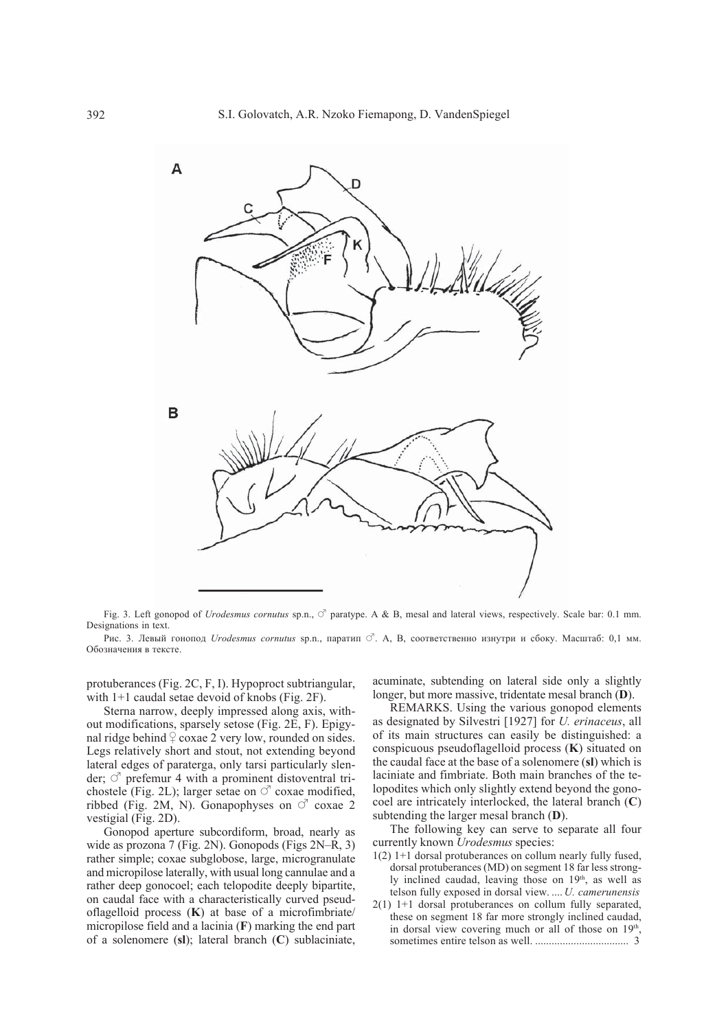Fig. 3. Left gonopod of *Urodesmus cornutus* sp.n., ♂ paratype. A & B, mesal and lateral views, respectively. Scale bar: 0.1 mm. Designations in text.

Рис. 3. Левый гонопод *Urodesmus cornutus* sp.n., паратип ♂. А, В, соответственно изнутри и сбоку. Масштаб: 0,1 мм. Обозначения в тексте.

protuberances (Fig. 2C, F, I). Hypoproct subtriangular, with 1+1 caudal setae devoid of knobs (Fig. 2F).

Sterna narrow, deeply impressed along axis, without modifications, sparsely setose (Fig. 2E, F). Epigynal ridge behind ♀ coxae 2 very low, rounded on sides. Legs relatively short and stout, not extending beyond lateral edges of paraterga, only tarsi particularly slender; ♂ prefemur 4 with a prominent distoventral trichostele (Fig. 2L); larger setae on ♂ coxae modified, ribbed (Fig. 2M, N). Gonapophyses on ♂ coxae 2 vestigial (Fig. 2D).

Gonopod aperture subcordiform, broad, nearly as wide as prozona 7 (Fig. 2N). Gonopods (Figs 2N–R, 3) rather simple; coxae subglobose, large, microgranulate and micropilose laterally, with usual long cannulae and a rather deep gonocoel; each telopodite deeply bipartite, on caudal face with a characteristically curved pseudoflagelloid process (**K**) at base of a microfimbriate/micropilose field and a lacinia (**F**) marking the end part of a solenomere (**sl**); lateral branch (**C**) sublaciniate, acuminate, subtending on lateral side only a slightly longer, but more massive, tridentate mesal branch (**D**).

REMARKS. Using the various gonopod elements as designated by Silvestri [1927] for *U. erinaceus*, all of its main structures can easily be distinguished: a conspicuous pseudoflagelloid process (**K**) situated on the caudal face at the base of a solenomere (**sl**) which is laciniate and fimbriate. Both main branches of the telopodites which only slightly extend beyond the gonocoel are intricately interlocked, the lateral branch (**C**) subtending the larger mesal branch (**D**).

The following key can serve to separate all four currently known *Urodesmus* species:

1(2) 1+1 dorsal protuberances on collum nearly fully fused, dorsal protuberances (MD) on segment 18 far less strongly inclined caudad, leaving those on 19th, as well as telson fully exposed in dorsal view. .... *U. camerunensis*

2(1) 1+1 dorsal protuberances on collum fully separated, these on segment 18 far more strongly inclined caudad, in dorsal view covering much or all of those on 19th, sometimes entire telson as well. ................................. 3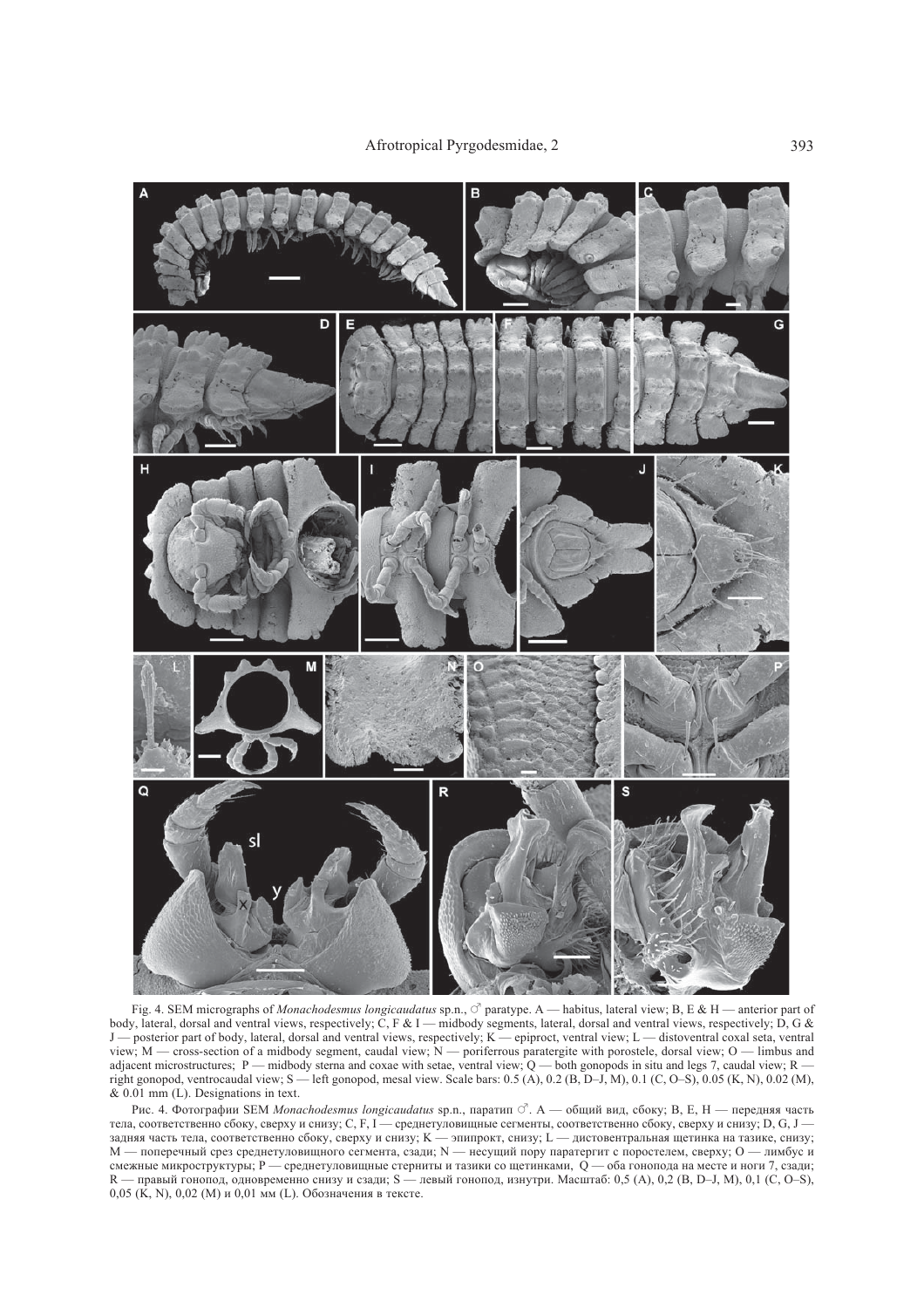Fig. 4. SEM micrographs of *Monachodesmus longicaudatus* sp.n., ♂ paratype. A — habitus, lateral view; B, E & H — anterior part of body, lateral, dorsal and ventral views, respectively; C, F & I — midbody segments, lateral, dorsal and ventral views, respectively; D, G & J — posterior part of body, lateral, dorsal and ventral views, respectively; K — epiproct, ventral view; L — distoventral coxal seta, ventral view; M — cross-section of a midbody segment, caudal view; N — poriferrous paratergite with porostele, dorsal view; O — limbus and adjacent microstructures; P — midbody sterna and coxae with setae, ventral view; Q — both gonopods in situ and legs 7, caudal view; R — right gonopod, ventrocaudal view; S — left gonopod, mesal view. Scale bars: 0.5 (A), 0.2 (B, D–J, M), 0.1 (C, O–S), 0.05 (K, N), 0.02 (M), & 0.01 mm (L). Designations in text.

Рис. 4. Фотографии SEM *Monachodesmus longicaudatus* sp.n., паратип ♂. A — общий вид, сбоку; B, E, H — передняя часть тела, соответственно сбоку, сверху и снизу; C, F, I — среднетуловищные сегменты, соответственно сбоку, сверху и снизу; D, G, J — задняя часть тела, соответственно сбоку, сверху и снизу; K — эпипрокт, снизу; L — дистовентральная щетинка на тазике, снизу; M — поперечный срез среднетуловищного сегмента, сзади; N — несущий пору паратергит с поростелем, сверху; O — лимбус и смежные микроструктуры; P — среднетуловищные стерниты и тазики со щетинками, Q — оба гонопода на месте и ноги 7, сзади; R — правый гонопод, одновременно снизу и сзади; S — левый гонопод, изнутри. Масштаб: 0,5 (A), 0,2 (B, D–J, M), 0,1 (C, O–S), 0,05 (K, N), 0,02 (M) и 0,01 мм (L). Обозначения в тексте.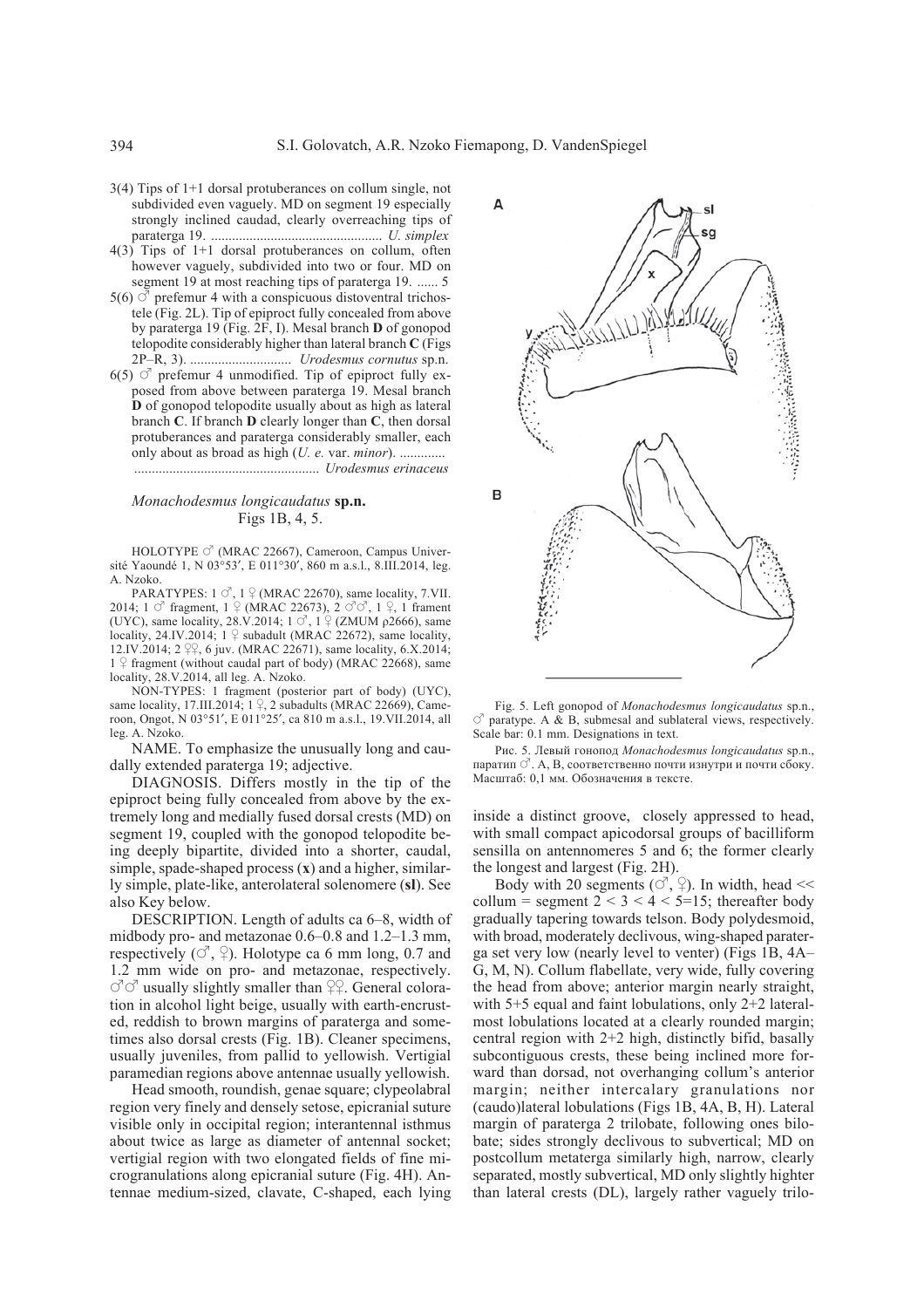3(4) Tips of 1+1 dorsal protuberances on collum single, not subdivided even vaguely. MD on segment 19 especially strongly inclined caudad, clearly overreaching tips of paraterga 19. ................................................ *U. simplex*

4(3) Tips of 1+1 dorsal protuberances on collum, often however vaguely, subdivided into two or four. MD on segment 19 at most reaching tips of paraterga 19. ...... 5

5(6) ♂ prefemur 4 with a conspicuous distoventral trichostele (Fig. 2L). Tip of epiproct fully concealed from above by paraterga 19 (Fig. 2F, I). Mesal branch **D** of gonopod telopodite considerably higher than lateral branch **C** (Figs 2P–R, 3). ............................ *Urodesmus cornutus* sp.n.

6(5) ♂ prefemur 4 unmodified. Tip of epiproct fully exposed from above between paraterga 19. Mesal branch **D** of gonopod telopodite usually about as high as lateral branch **C**. If branch **D** clearly longer than **C**, then dorsal protuberances and paraterga considerably smaller, each only about as broad as high (*U. e.* var. *minor*). ............ .................................................... *Urodesmus erinaceus*

### *Monachodesmus longicaudatus* sp.n.
Figs 1B, 4, 5.

HOLOTYPE ♂ (MRAC 22667), Cameroon, Campus Université Yaoundé 1, N 03°53′, E 011°30′, 860 m a.s.l., 8.III.2014, leg. A. Nzoko.

PARATYPES: 1 ♂, 1 ♀ (MRAC 22670), same locality, 7.VII. 2014; 1 ♂ fragment, 1 ♀ (MRAC 22673), 2 ♂♂, 1 ♀, 1 frament (UYC), same locality, 28.V.2014; 1 ♂, 1 ♀ (ZMUM ρ2666), same locality, 24.IV.2014; 1 ♀ subadult (MRAC 22672), same locality, 12.IV.2014; 2 ♀♀, 6 juv. (MRAC 22671), same locality, 6.X.2014; 1 ♀ fragment (without caudal part of body) (MRAC 22668), same locality, 28.V.2014, all leg. A. Nzoko.

NON-TYPES: 1 fragment (posterior part of body) (UYC), same locality, 17.III.2014; 1 ♀, 2 subadults (MRAC 22669), Cameroon, Ongot, N 03°51′, E 011°25′, ca 810 m a.s.l., 19.VII.2014, all leg. A. Nzoko.

NAME. To emphasize the unusually long and caudally extended paraterga 19; adjective.

DIAGNOSIS. Differs mostly in the tip of the epiproct being fully concealed from above by the extremely long and medially fused dorsal crests (MD) on segment 19, coupled with the gonopod telopodite being deeply bipartite, divided into a shorter, caudal, simple, spade-shaped process (**x**) and a higher, similarly simple, plate-like, anterolateral solenomere (**sl**). See also Key below.

DESCRIPTION. Length of adults ca 6–8, width of midbody pro- and metazonae 0.6–0.8 and 1.2–1.3 mm, respectively (♂, ♀). Holotype ca 6 mm long, 0.7 and 1.2 mm wide on pro- and metazonae, respectively. ♂♂ usually slightly smaller than ♀♀. General coloration in alcohol light beige, usually with earth-encrusted, reddish to brown margins of paraterga and sometimes also dorsal crests (Fig. 1B). Cleaner specimens, usually juveniles, from pallid to yellowish. Vertigial paramedian regions above antennae usually yellowish.

Head smooth, roundish, genae square; clypeolabral region very finely and densely setose, epicranial suture visible only in occipital region; interantennal isthmus about twice as large as diameter of antennal socket; vertigial region with two elongated fields of fine microgranulations along epicranial suture (Fig. 4H). Antennae medium-sized, clavate, C-shaped, each lying inside a distinct groove, closely appressed to head, with small compact apicodorsal groups of bacilliform sensilla on antennomeres 5 and 6; the former clearly the longest and largest (Fig. 2H).

Body with 20 segments (♂, ♀). In width, head << collum = segment 2 < 3 < 4 < 5=15; thereafter body gradually tapering towards telson. Body polydesmoid, with broad, moderately declivous, wing-shaped paraterga set very low (nearly level to venter) (Figs 1B, 4A–G, M, N). Collum flabellate, very wide, fully covering the head from above; anterior margin nearly straight, with 5+5 equal and faint lobulations, only 2+2 lateralmost lobulations located at a clearly rounded margin; central region with 2+2 high, distinctly bifid, basally subcontiguous crests, these being inclined more forward than dorsad, not overhanging collum's anterior margin; neither intercalary granulations nor (caudo)lateral lobulations (Figs 1B, 4A, B, H). Lateral margin of paraterga 2 trilobate, following ones bilobate; sides strongly declivous to subvertical; MD on postcollum metaterga similarly high, narrow, clearly separated, mostly subvertical, MD only slightly highter than lateral crests (DL), largely rather vaguely trilo-

Fig. 5. Left gonopod of *Monachodesmus longicaudatus* sp.n., ♂ paratype. A & B, submesal and sublateral views, respectively. Scale bar: 0.1 mm. Designations in text.

Рис. 5. Левый гонопод *Monachodesmus longicaudatus* sp.n., паратип ♂. A, B, соответственно почти изнутри и почти сбоку. Масштаб: 0,1 мм. Обозначения в тексте.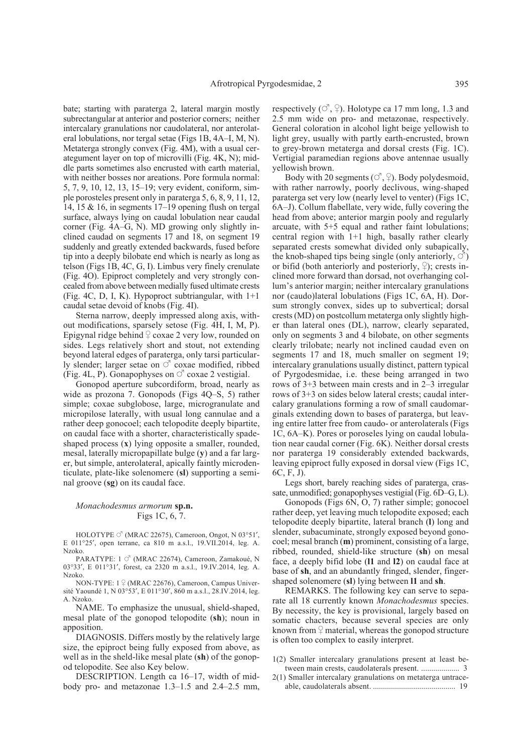bate; starting with paraterga 2, lateral margin mostly subrectangular at anterior and posterior corners; neither intercalary granulations nor caudolateral, nor anterolateral lobulations, nor tergal setae (Figs 1B, 4A–I, M, N). Metaterga strongly convex (Fig. 4M), with a usual cerategument layer on top of microvilli (Fig. 4K, N); middle parts sometimes also encrusted with earth material, with neither bosses nor areations. Pore formula normal: 5, 7, 9, 10, 12, 13, 15–19; very evident, coniform, simple porosteles present only in paraterga 5, 6, 8, 9, 11, 12, 14, 15 & 16, in segments 17–19 opening flush on tergal surface, always lying on caudal lobulation near caudal corner (Fig. 4A–G, N). MD growing only slightly inclined caudad on segments 17 and 18, on segment 19 suddenly and greatly extended backwards, fused before tip into a deeply bilobate end which is nearly as long as telson (Figs 1B, 4C, G, I). Limbus very finely crenulate (Fig. 4O). Epiproct completely and very strongly concealed from above between medially fused ultimate crests (Fig. 4C, D, I, K). Hypoproct subtriangular, with 1+1 caudal setae devoid of knobs (Fig. 4I).

Sterna narrow, deeply impressed along axis, without modifications, sparsely setose (Fig. 4H, I, M, P). Epigynal ridge behind ♀ coxae 2 very low, rounded on sides. Legs relatively short and stout, not extending beyond lateral edges of paraterga, only tarsi particularly slender; larger setae on ♂ coxae modified, ribbed (Fig. 4L, P). Gonapophyses on ♂ coxae 2 vestigial.

Gonopod aperture subcordiform, broad, nearly as wide as prozona 7. Gonopods (Figs 4Q–S, 5) rather simple; coxae subglobose, large, microgranulate and micropilose laterally, with usual long cannulae and a rather deep gonocoel; each telopodite deeply bipartite, on caudal face with a shorter, characteristically spade-shaped process (**x**) lying opposite a smaller, rounded, mesal, laterally micropapillate bulge (**y**) and a far larger, but simple, anterolateral, apically faintly microdenticulate, plate-like solenomere (**sl**) supporting a seminal groove (**sg**) on its caudal face.

### *Monachodesmus armorum* **sp.n.**
Figs 1C, 6, 7.

HOLOTYPE ♂ (MRAC 22675), Cameroon, Ongot, N 03°51′, E 011°25′, open terrane, ca 810 m a.s.l., 19.VII.2014, leg. A. Nzoko.

PARATYPE: 1 ♂ (MRAC 22674), Cameroon, Zamakoué, N 03°33′, E 011°31′, forest, ca 2320 m a.s.l., 19.IV.2014, leg. A. Nzoko.

NON-TYPE: 1 ♀ (MRAC 22676), Cameroon, Campus Université Yaoundé 1, N 03°53′, E 011°30′, 860 m a.s.l., 28.IV.2014, leg. A. Nzoko.

NAME. To emphasize the unusual, shield-shaped, mesal plate of the gonopod telopodite (**sh**); noun in apposition.

DIAGNOSIS. Differs mostly by the relatively large size, the epiproct being fully exposed from above, as well as in the sheld-like mesal plate (**sh**) of the gonopod telopodite. See also Key below.

DESCRIPTION. Length ca 16–17, width of midbody pro- and metazonae 1.3–1.5 and 2.4–2.5 mm, respectively (♂, ♀). Holotype ca 17 mm long, 1.3 and 2.5 mm wide on pro- and metazonae, respectively. General coloration in alcohol light beige yellowish to light grey, usually with partly earth-encrusted, brown to grey-brown metaterga and dorsal crests (Fig. 1C). Vertigial paramedian regions above antennae usually yellowish brown.

Body with 20 segments (♂, ♀). Body polydesmoid, with rather narrowly, poorly declivous, wing-shaped paraterga set very low (nearly level to venter) (Figs 1C, 6A–J). Collum flabellate, very wide, fully covering the head from above; anterior margin pooly and regularly arcuate, with 5+5 equal and rather faint lobulations; central region with 1+1 high, basally rather clearly separated crests somewhat divided only subapically, the knob-shaped tips being single (only anteriorly, ♂) or bifid (both anteriorly and posteriorly, ♀); crests inclined more forward than dorsad, not overhanging collum's anterior margin; neither intercalary granulations nor (caudo)lateral lobulations (Figs 1C, 6A, H). Dorsum strongly convex, sides up to subvertical; dorsal crests (MD) on postcollum metaterga only slightly higher than lateral ones (DL), narrow, clearly separated, only on segments 3 and 4 bilobate, on other segments clearly trilobate; nearly not inclined caudad even on segments 17 and 18, much smaller on segment 19; intercalary granulations usually distinct, pattern typical of Pyrgodesmidae, i.e. these being arranged in two rows of 3+3 between main crests and in 2–3 irregular rows of 3+3 on sides below lateral crests; caudal intercalary granulations forming a row of small caudomarginals extending down to bases of paraterga, but leaving entire latter free from caudo- or anterolaterals (Figs 1C, 6A–K). Pores or poroseles lying on caudal lobulation near caudal corner (Fig. 6K). Neither dorsal crests nor paraterga 19 considerably extended backwards, leaving epiproct fully exposed in dorsal view (Figs 1C, 6C, F, J).

Legs short, barely reaching sides of paraterga, crassate, unmodified; gonapophyses vestigial (Fig. 6D–G, L).

Gonopods (Figs 6N, O, 7) rather simple; gonocoel rather deep, yet leaving much telopodite exposed; each telopodite deeply bipartite, lateral branch (**l**) long and slender, subacuminate, strongly exposed beyond gonocoel; mesal branch (**m**) prominent, consisting of a large, ribbed, rounded, shield-like structure (**sh**) on mesal face, a deeply bifid lobe (**l1** and **l2**) on caudal face at base of **sh**, and an abundantly fringed, slender, finger-shaped solenomere (**sl**) lying between **l1** and **sh**.

REMARKS. The following key can serve to separate all 18 currently known *Monachodesmus* species. By necessity, the key is provisional, largely based on somatic chacters, because several species are only known from ♀ material, whereas the gonopod structure is often too complex to easily interpret.

1(2) Smaller intercalary granulations present at least between main crests, caudolaterals present. .................... 3

2(1) Smaller intercalary granulations on metaterga untraceable, caudolaterals absent. ......................................... 19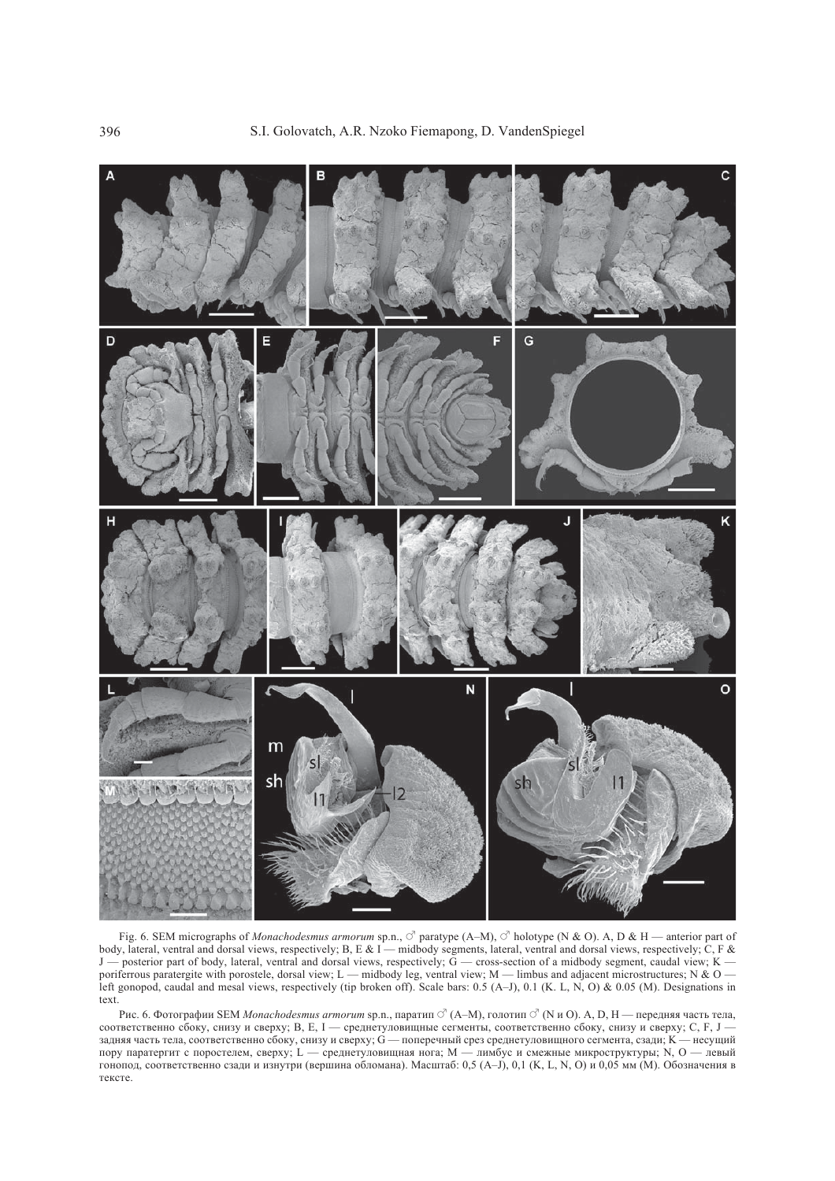Fig. 6. SEM micrographs of *Monachodesmus armorum* sp.n., ♂ paratype (A–M), ♂ holotype (N & O). A, D & H — anterior part of body, lateral, ventral and dorsal views, respectively; B, E & I — midbody segments, lateral, ventral and dorsal views, respectively; C, F & J — posterior part of body, lateral, ventral and dorsal views, respectively; G — cross-section of a midbody segment, caudal view; K — poriferrous paratergite with porostele, dorsal view; L — midbody leg, ventral view; M — limbus and adjacent microstructures; N & O — left gonopod, caudal and mesal views, respectively (tip broken off). Scale bars: 0.5 (A–J), 0.1 (K. L, N, O) & 0.05 (M). Designations in text.

Рис. 6. Фотографии SEM *Monachodesmus armorum* sp.n., паратип ♂ (A–M), голотип ♂ (N и O). A, D, H — передняя часть тела, соответственно сбоку, снизу и сверху; B, E, I — среднетуловищные сегменты, соответственно сбоку, снизу и сверху; C, F, J — задняя часть тела, соответственно сбоку, снизу и сверху; G — поперечный срез среднетуловищного сегмента, сзади; K — несущий пору паратергит с поростелем, сверху; L — среднетуловищная нога; M — лимбус и смежные микроструктуры; N, O — левый гонопод, соответственно сзади и изнутри (вершина обломана). Масштаб: 0,5 (A–J), 0,1 (K, L, N, O) и 0,05 мм (M). Обозначения в тексте.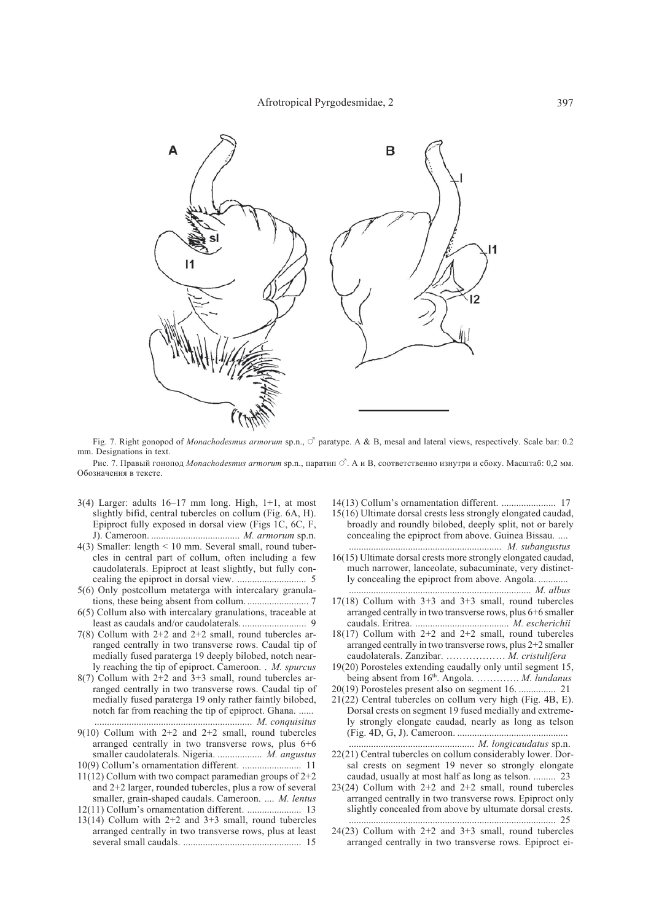Fig. 7. Right gonopod of *Monachodesmus armorum* sp.n., ♂ paratype. A & B, mesal and lateral views, respectively. Scale bar: 0.2 mm. Designations in text.

Рис. 7. Правый гонопод *Monachodesmus armorum* sp.n., паратип ♂. A и B, соответственно изнутри и сбоку. Масштаб: 0,2 мм. Обозначения в тексте.

3(4) Larger: adults 16–17 mm long. High, 1+1, at most slightly bifid, central tubercles on collum (Fig. 6A, H). Epiproct fully exposed in dorsal view (Figs 1C, 6C, F, J). Cameroon. .................................... *M. armorum* sp.n.

4(3) Smaller: length < 10 mm. Several small, round tubercles in central part of collum, often including a few caudolaterals. Epiproct at least slightly, but fully concealing the epiproct in dorsal view. ............................ 5

5(6) Only postcollum metaterga with intercalary granulations, these being absent from collum. ......................... 7

6(5) Collum also with intercalary granulations, traceable at least as caudals and/or caudolaterals. .......................... 9

7(8) Collum with 2+2 and 2+2 small, round tubercles arranged centrally in two transverse rows. Caudal tip of medially fused paraterga 19 deeply bilobed, notch nearly reaching the tip of epiproct. Cameroon. . *M. spurcus*

8(7) Collum with 2+2 and 3+3 small, round tubercles arranged centrally in two transverse rows. Caudal tip of medially fused paraterga 19 only rather faintly bilobed, notch far from reaching the tip of epiproct. Ghana. ...... ................................................................ *M. conquisitus*

9(10) Collum with 2+2 and 2+2 small, round tubercles arranged centrally in two transverse rows, plus 6+6 smaller caudolaterals. Nigeria. .................. *M. angustus*

10(9) Collum's ornamentation different. ........................ 11

11(12) Collum with two compact paramedian groups of 2+2 and 2+2 larger, rounded tubercles, plus a row of several smaller, grain-shaped caudals. Cameroon. .... *M. lentus*

12(11) Collum's ornamentation different. ...................... 13

13(14) Collum with 2+2 and 3+3 small, round tubercles arranged centrally in two transverse rows, plus at least several small caudals. ................................................ 15

14(13) Collum's ornamentation different. ...................... 17

15(16) Ultimate dorsal crests less strongly elongated caudad, broadly and roundly bilobed, deeply split, not or barely concealing the epiproct from above. Guinea Bissau. .... ............................................................. *M. subangustus*

16(15) Ultimate dorsal crests more strongly elongated caudad, much narrower, lanceolate, subacuminate, very distinctly concealing the epiproct from above. Angola. ............ .......................................................................... *M. albus*

17(18) Collum with 3+3 and 3+3 small, round tubercles arranged centrally in two transverse rows, plus 6+6 smaller caudals. Eritrea. ...................................... *M. escherichii*

18(17) Collum with 2+2 and 2+2 small, round tubercles arranged centrally in two transverse rows, plus 2+2 smaller caudolaterals. Zanzibar. ……………… *M. cristulifera*

19(20) Porosteles extending caudally only until segment 15, being absent from 16th. Angola. …………. *M. lundanus*

20(19) Porosteles present also on segment 16. ............... 21

21(22) Central tubercles on collum very high (Fig. 4B, E). Dorsal crests on segment 19 fused medially and extremely strongly elongate caudad, nearly as long as telson (Fig. 4D, G, J). Cameroon. ............................................ .................................................. *M. longicaudatus* sp.n.

22(21) Central tubercles on collum considerably lower. Dorsal crests on segment 19 never so strongly elongate caudad, usually at most half as long as telson. ......... 23

23(24) Collum with 2+2 and 2+2 small, round tubercles arranged centrally in two transverse rows. Epiproct only slightly concealed from above by ultumate dorsal crests. .................................................................................. 25

24(23) Collum with 2+2 and 3+3 small, round tubercles arranged centrally in two transverse rows. Epiproct ei-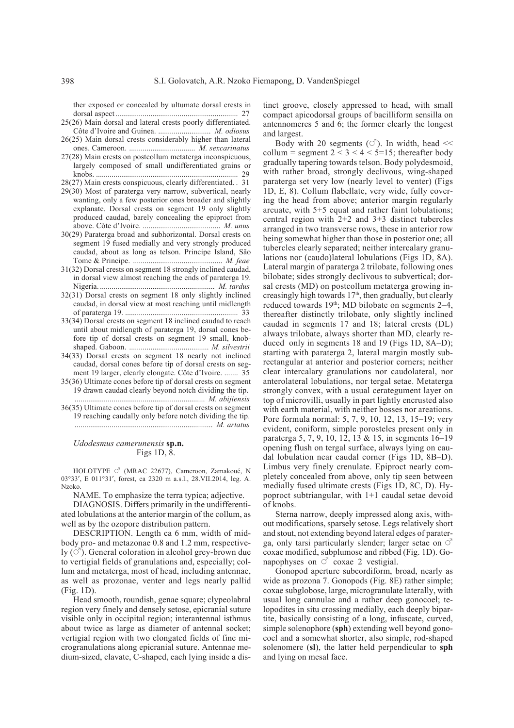ther exposed or concealed by ultumate dorsal crests in dorsal aspect .............................................................. 27

25(26) Main dorsal and lateral crests poorly differentiated. Côte d'Ivoire and Guinea. ........................... *M. odiosus*

26(25) Main dorsal crests considerably higher than lateral ones. Cameroon. .................................. *M. sexcarinatus*

27(28) Main crests on postcollum metaterga inconspicuous, largely composed of small undifferentiated grains or knobs. ......................................................................... 29

28(27) Main crests conspicuous, clearly differentiated. . 31

29(30) Most of paraterga very narrow, subvertical, nearly wanting, only a few posterior ones broader and slightly explanate. Dorsal crests on segment 19 only slightly produced caudad, barely concealing the epiproct from above. Côte d'Ivoire. ........................................ *M. unus*

30(29) Paraterga broad and subhorizontal. Dorsal crests on segment 19 fused medially and very strongly produced caudad, about as long as telson. Principe Island, São Tome & Principe. .............................................. *M. feae*

31(32) Dorsal crests on segment 18 strongly inclined caudad, in dorsal view almost reaching the ends of paraterga 19. Nigeria. ........................................................... *M. tardus*

32(31) Dorsal crests on segment 18 only slightly inclined caudad, in dorsal view at most reaching until midlength of paraterga 19. .......................................................... 33

33(34) Dorsal crests on segment 18 inclined caudad to reach until about midlength of paraterga 19, dorsal cones before tip of dorsal crests on segment 19 small, knob-shaped. Gaboon. ......................................... *M. silvestrii*

34(33) Dorsal crests on segment 18 nearly not inclined caudad, dorsal cones before tip of dorsal crests on segment 19 larger, clearly elongate. Côte d'Ivoire. ....... 35

35(36) Ultimate cones before tip of dorsal crests on segment 19 drawn caudad clearly beyond notch dividing the tip. .................................................................. *M. abijiensis*

36(35) Ultimate cones before tip of dorsal crests on segment 19 reaching caudally only before notch dividing the tip. ...................................................................... *M. artatus*

### *Udodesmus camerunensis* **sp.n.**

Figs 1D, 8.

HOLOTYPE ♂ (MRAC 22677), Cameroon, Zamakoué, N 03°33′, E 011°31′, forest, ca 2320 m a.s.l., 28.VII.2014, leg. A. Nzoko.

NAME. To emphasize the terra typica; adjective.

DIAGNOSIS. Differs primarily in the undifferentiated lobulations at the anterior margin of the collum, as well as by the ozopore distribution pattern.

DESCRIPTION. Length ca 6 mm, width of midbody pro- and metazonae 0.8 and 1.2 mm, respectively (♂). General coloration in alcohol grey-brown due to vertigial fields of granulations and, especially; collum and metaterga, most of head, including antennae, as well as prozonae, venter and legs nearly pallid (Fig. 1D).

Head smooth, roundish, genae square; clypeolabral region very finely and densely setose, epicranial suture visible only in occipital region; interantennal isthmus about twice as large as diameter of antennal socket; vertigial region with two elongated fields of fine microgranulations along epicranial suture. Antennae medium-sized, clavate, C-shaped, each lying inside a distinct groove, closely appressed to head, with small compact apicodorsal groups of bacilliform sensilla on antennomeres 5 and 6; the former clearly the longest and largest.

Body with 20 segments (♂). In width, head << collum = segment 2 < 3 < 4 < 5=15; thereafter body gradually tapering towards telson. Body polydesmoid, with rather broad, strongly declivous, wing-shaped paraterga set very low (nearly level to venter) (Figs 1D, E, 8). Collum flabellate, very wide, fully covering the head from above; anterior margin regularly arcuate, with 5+5 equal and rather faint lobulations; central region with 2+2 and 3+3 distinct tubercles arranged in two transverse rows, these in anterior row being somewhat higher than those in posterior one; all tubercles clearly separated; neither intercalary granulations nor (caudo)lateral lobulations (Figs 1D, 8A). Lateral margin of paraterga 2 trilobate, following ones bilobate; sides strongly declivous to subvertical; dorsal crests (MD) on postcollum metaterga growing increasingly high towards 17th, then gradually, but clearly reduced towards 19th; MD bilobate on segments 2–4, thereafter distinctly trilobate, only slightly inclined caudad in segments 17 and 18; lateral crests (DL) always trilobate, always shorter than MD, clearly reduced only in segments 18 and 19 (Figs 1D, 8A–D); starting with paraterga 2, lateral margin mostly subrectangular at anterior and posterior corners; neither clear intercalary granulations nor caudolateral, nor anterolateral lobulations, nor tergal setae. Metaterga strongly convex, with a usual cerategument layer on top of microvilli, usually in part lightly encrusted also with earth material, with neither bosses nor areations. Pore formula normal: 5, 7, 9, 10, 12, 13, 15–19; very evident, coniform, simple porosteles present only in paraterga 5, 7, 9, 10, 12, 13 & 15, in segments 16–19 opening flush on tergal surface, always lying on caudal lobulation near caudal corner (Figs 1D, 8B–D). Limbus very finely crenulate. Epiproct nearly completely concealed from above, only tip seen between medially fused ultimate crests (Figs 1D, 8C, D). Hypoproct subtriangular, with 1+1 caudal setae devoid of knobs.

Sterna narrow, deeply impressed along axis, without modifications, sparsely setose. Legs relatively short and stout, not extending beyond lateral edges of paraterga, only tarsi particularly slender; larger setae on ♂ coxae modified, subplumose and ribbed (Fig. 1D). Gonapophyses on ♂ coxae 2 vestigial.

Gonopod aperture subcordiform, broad, nearly as wide as prozona 7. Gonopods (Fig. 8E) rather simple; coxae subglobose, large, microgranulate laterally, with usual long cannulae and a rather deep gonocoel; telopodites in situ crossing medially, each deeply bipartite, basically consisting of a long, infuscate, curved, simple solenophore (**sph**) extending well beyond gonocoel and a somewhat shorter, also simple, rod-shaped solenomere (**sl**), the latter held perpendicular to **sph** and lying on mesal face.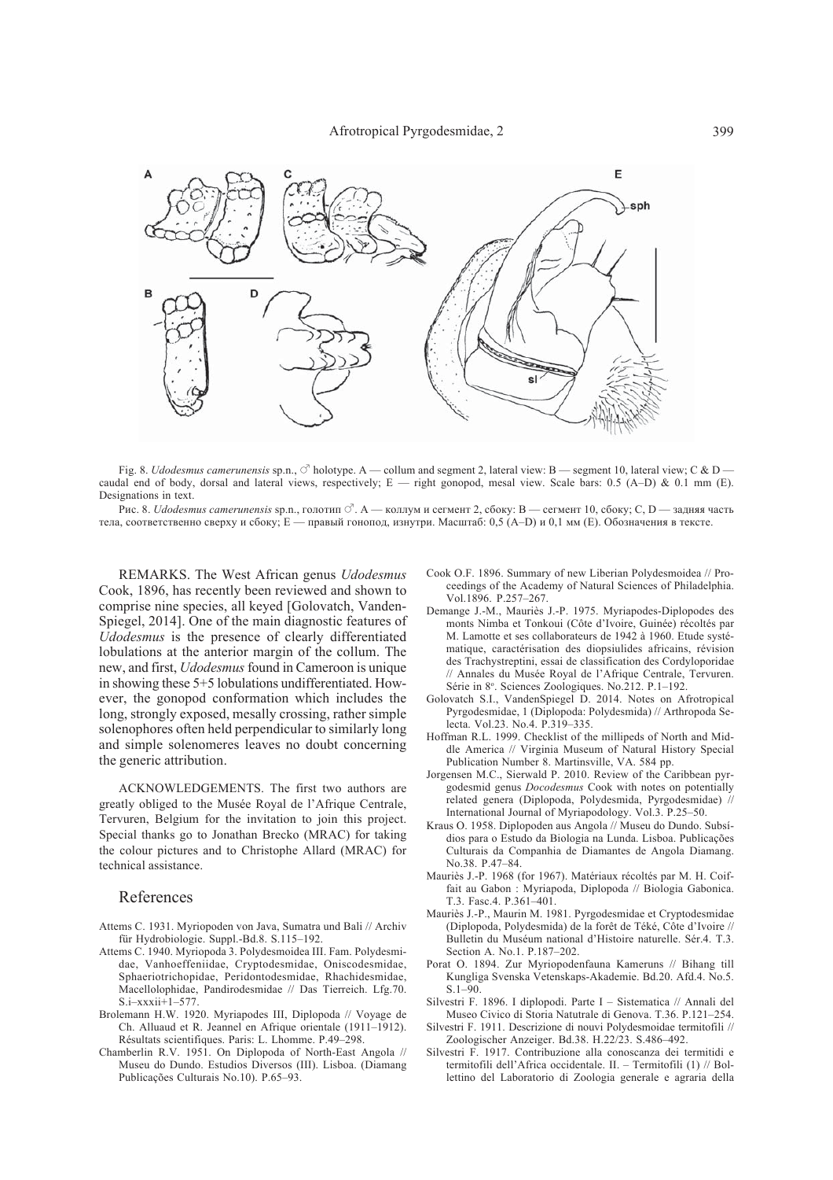Fig. 8. *Udodesmus camerunensis* sp.n., ♂ holotype. A — collum and segment 2, lateral view: B — segment 10, lateral view; C & D — caudal end of body, dorsal and lateral views, respectively; E — right gonopod, mesal view. Scale bars: 0.5 (A–D) & 0.1 mm (E). Designations in text.

Рис. 8. *Udodesmus camerunensis* sp.n., голотип ♂. A — коллум и сегмент 2, сбоку: B — сегмент 10, сбоку; C, D — задняя часть тела, соответственно сверху и сбоку; E — правый гонопод, изнутри. Масштаб: 0,5 (A–D) и 0,1 мм (E). Обозначения в тексте.

REMARKS. The West African genus *Udodesmus* Cook, 1896, has recently been reviewed and shown to comprise nine species, all keyed [Golovatch, VandenSpiegel, 2014]. One of the main diagnostic features of *Udodesmus* is the presence of clearly differentiated lobulations at the anterior margin of the collum. The new, and first, *Udodesmus* found in Cameroon is unique in showing these 5+5 lobulations undifferentiated. However, the gonopod conformation which includes the long, strongly exposed, mesally crossing, rather simple solenophores often held perpendicular to similarly long and simple solenomeres leaves no doubt concerning the generic attribution.

ACKNOWLEDGEMENTS. The first two authors are greatly obliged to the Musée Royal de l'Afrique Centrale, Tervuren, Belgium for the invitation to join this project. Special thanks go to Jonathan Brecko (MRAC) for taking the colour pictures and to Christophe Allard (MRAC) for technical assistance.

## References

Attems C. 1931. Myriopoden von Java, Sumatra und Bali // Archiv für Hydrobiologie. Suppl.-Bd.8. S.115–192.

Attems C. 1940. Myriopoda 3. Polydesmoidea III. Fam. Polydesmidae, Vanhoeffeniidae, Cryptodesmidae, Oniscodesmidae, Sphaeriotrichopidae, Peridontodesmidae, Rhachidesmidae, Macellolophidae, Pandirodesmidae // Das Tierreich. Lfg.70. S.i–xxxii+1–577.

Brolemann H.W. 1920. Myriapodes III, Diplopoda // Voyage de Ch. Alluaud et R. Jeannel en Afrique orientale (1911–1912). Résultats scientifiques. Paris: L. Lhomme. P.49–298.

Chamberlin R.V. 1951. On Diplopoda of North-East Angola // Museu do Dundo. Estudios Diversos (III). Lisboa. (Diamang Publicações Culturais No.10). P.65–93.

Cook O.F. 1896. Summary of new Liberian Polydesmoidea // Proceedings of the Academy of Natural Sciences of Philadelphia. Vol.1896. P.257–267.

Demange J.-M., Mauriès J.-P. 1975. Myriapodes-Diplopodes des monts Nimba et Tonkoui (Côte d'Ivoire, Guinée) récoltés par M. Lamotte et ses collaborateurs de 1942 à 1960. Etude systématique, caractérisation des diopsiulides africains, révision des Trachystreptini, essai de classification des Cordyloporidae // Annales du Musée Royal de l'Afrique Centrale, Tervuren. Série in 8°. Sciences Zoologiques. No.212. P.1–192.

Golovatch S.I., VandenSpiegel D. 2014. Notes on Afrotropical Pyrgodesmidae, 1 (Diplopoda: Polydesmida) // Arthropoda Selecta. Vol.23. No.4. P.319–335.

Hoffman R.L. 1999. Checklist of the millipeds of North and Middle America // Virginia Museum of Natural History Special Publication Number 8. Martinsville, VA. 584 pp.

Jorgensen M.C., Sierwald P. 2010. Review of the Caribbean pyrgodesmid genus *Docodesmus* Cook with notes on potentially related genera (Diplopoda, Polydesmida, Pyrgodesmidae) // International Journal of Myriapodology. Vol.3. P.25–50.

Kraus O. 1958. Diplopoden aus Angola // Museu do Dundo. Subsídios para o Estudo da Biologia na Lunda. Lisboa. Publicações Culturais da Companhia de Diamantes de Angola Diamang. No.38. P.47–84.

Mauriès J.-P. 1968 (for 1967). Matériaux récoltés par M. H. Coiffait au Gabon : Myriapoda, Diplopoda // Biologia Gabonica. T.3. Fasc.4. P.361–401.

Mauriès J.-P., Maurin M. 1981. Pyrgodesmidae et Cryptodesmidae (Diplopoda, Polydesmida) de la forêt de Téké, Côte d'Ivoire // Bulletin du Muséum national d'Histoire naturelle. Sér.4. T.3. Section A. No.1. P.187–202.

Porat O. 1894. Zur Myriopodenfauna Kameruns // Bihang till Kungliga Svenska Vetenskaps-Akademie. Bd.20. Afd.4. No.5. S.1–90.

Silvestri F. 1896. I diplopodi. Parte I – Sistematica // Annali del Museo Civico di Storia Natutrale di Genova. T.36. P.121–254.

Silvestri F. 1911. Descrizione di nuovi Polydesmoidae termitofili // Zoologischer Anzeiger. Bd.38. H.22/23. S.486–492.

Silvestri F. 1917. Contribuzione alla conoscanza dei termitidi e termitofili dell'Africa occidentale. II. – Termitofili (1) // Bollettino del Laboratorio di Zoologia generale e agraria della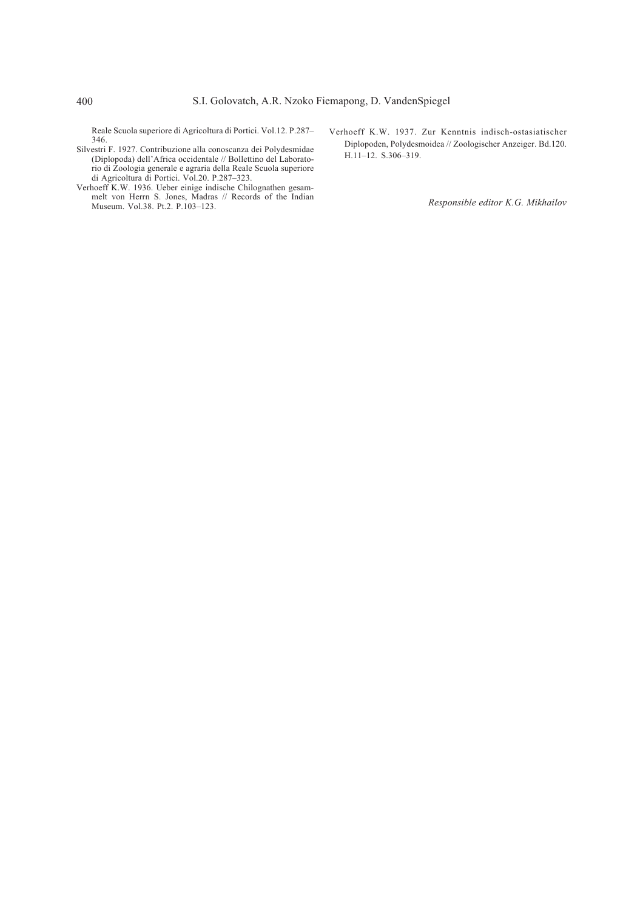Reale Scuola superiore di Agricoltura di Portici. Vol.12. P.287–346.

Silvestri F. 1927. Contribuzione alla conoscanza dei Polydesmidae (Diplopoda) dell'Africa occidentale // Bollettino del Laboratorio di Zoologia generale e agraria della Reale Scuola superiore di Agricoltura di Portici. Vol.20. P.287–323.

Verhoeff K.W. 1936. Ueber einige indische Chilognathen gesammelt von Herrn S. Jones, Madras // Records of the Indian Museum. Vol.38. Pt.2. P.103–123.

Verhoeff K.W. 1937. Zur Kenntnis indisch-ostasiatischer Diplopoden, Polydesmoidea // Zoologischer Anzeiger. Bd.120. H.11–12. S.306–319.

*Responsible editor K.G. Mikhailov*